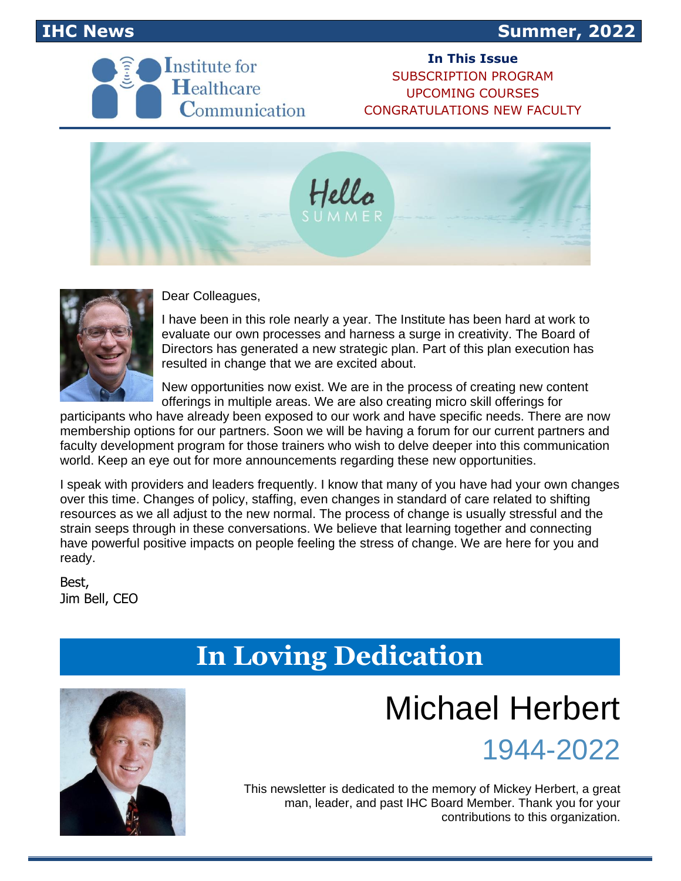# IHC News — Summer, 2022

Institute for Healthcare Communication

**In This Issue**

SUBSCRIPTION PROGRAM
UPCOMING COURSES
CONGRATULATIONS NEW FACULTY

Hello SUMMER

Dear Colleagues,

I have been in this role nearly a year. The Institute has been hard at work to evaluate our own processes and harness a surge in creativity. The Board of Directors has generated a new strategic plan. Part of this plan execution has resulted in change that we are excited about.

New opportunities now exist. We are in the process of creating new content offerings in multiple areas. We are also creating micro skill offerings for participants who have already been exposed to our work and have specific needs. There are now membership options for our partners. Soon we will be having a forum for our current partners and faculty development program for those trainers who wish to delve deeper into this communication world. Keep an eye out for more announcements regarding these new opportunities.

I speak with providers and leaders frequently. I know that many of you have had your own changes over this time. Changes of policy, staffing, even changes in standard of care related to shifting resources as we all adjust to the new normal. The process of change is usually stressful and the strain seeps through in these conversations. We believe that learning together and connecting have powerful positive impacts on people feeling the stress of change. We are here for you and ready.

Best,
Jim Bell, CEO

## In Loving Dedication

# Michael Herbert

## 1944-2022

This newsletter is dedicated to the memory of Mickey Herbert, a great man, leader, and past IHC Board Member. Thank you for your contributions to this organization.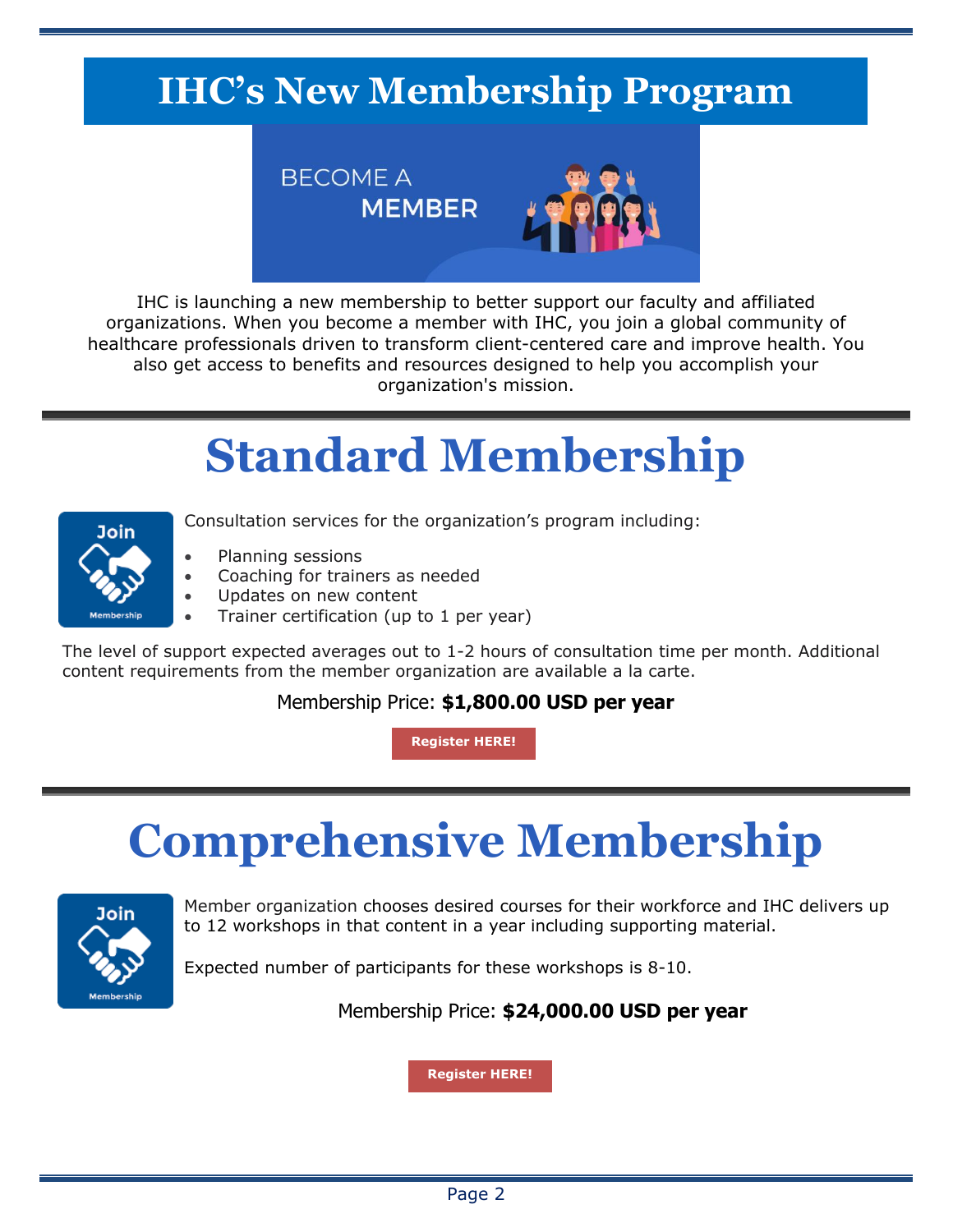# IHC's New Membership Program

IHC is launching a new membership to better support our faculty and affiliated organizations. When you become a member with IHC, you join a global community of healthcare professionals driven to transform client-centered care and improve health. You also get access to benefits and resources designed to help you accomplish your organization's mission.

# Standard Membership

Consultation services for the organization's program including:

- Planning sessions
- Coaching for trainers as needed
- Updates on new content
- Trainer certification (up to 1 per year)

The level of support expected averages out to 1-2 hours of consultation time per month. Additional content requirements from the member organization are available a la carte.

Membership Price: **$1,800.00 USD per year**

**Register HERE!**

# Comprehensive Membership

Member organization chooses desired courses for their workforce and IHC delivers up to 12 workshops in that content in a year including supporting material.

Expected number of participants for these workshops is 8-10.

Membership Price: **$24,000.00 USD per year**

**Register HERE!**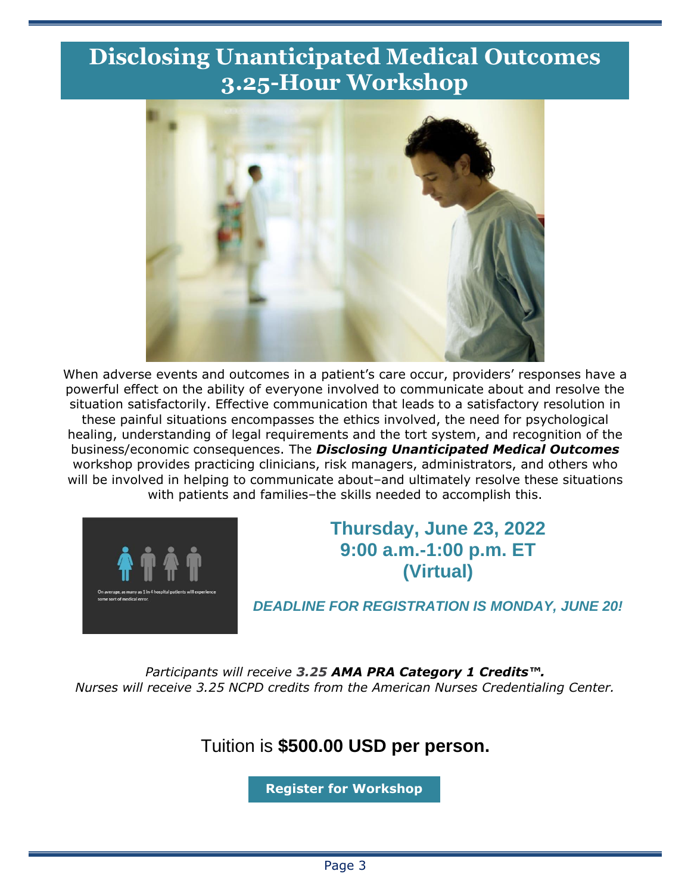# Disclosing Unanticipated Medical Outcomes 3.25-Hour Workshop

When adverse events and outcomes in a patient's care occur, providers' responses have a powerful effect on the ability of everyone involved to communicate about and resolve the situation satisfactorily. Effective communication that leads to a satisfactory resolution in these painful situations encompasses the ethics involved, the need for psychological healing, understanding of legal requirements and the tort system, and recognition of the business/economic consequences. The ***Disclosing Unanticipated Medical Outcomes*** workshop provides practicing clinicians, risk managers, administrators, and others who will be involved in helping to communicate about–and ultimately resolve these situations with patients and families–the skills needed to accomplish this.

On average, as many as 1 in 4 hospital patients will experience some sort of medical error.

**Thursday, June 23, 2022**
**9:00 a.m.-1:00 p.m. ET**
**(Virtual)**

***DEADLINE FOR REGISTRATION IS MONDAY, JUNE 20!***

*Participants will receive **3.25 AMA PRA Category 1 Credits™.***
*Nurses will receive 3.25 NCPD credits from the American Nurses Credentialing Center.*

Tuition is **$500.00 USD per person.**

**Register for Workshop**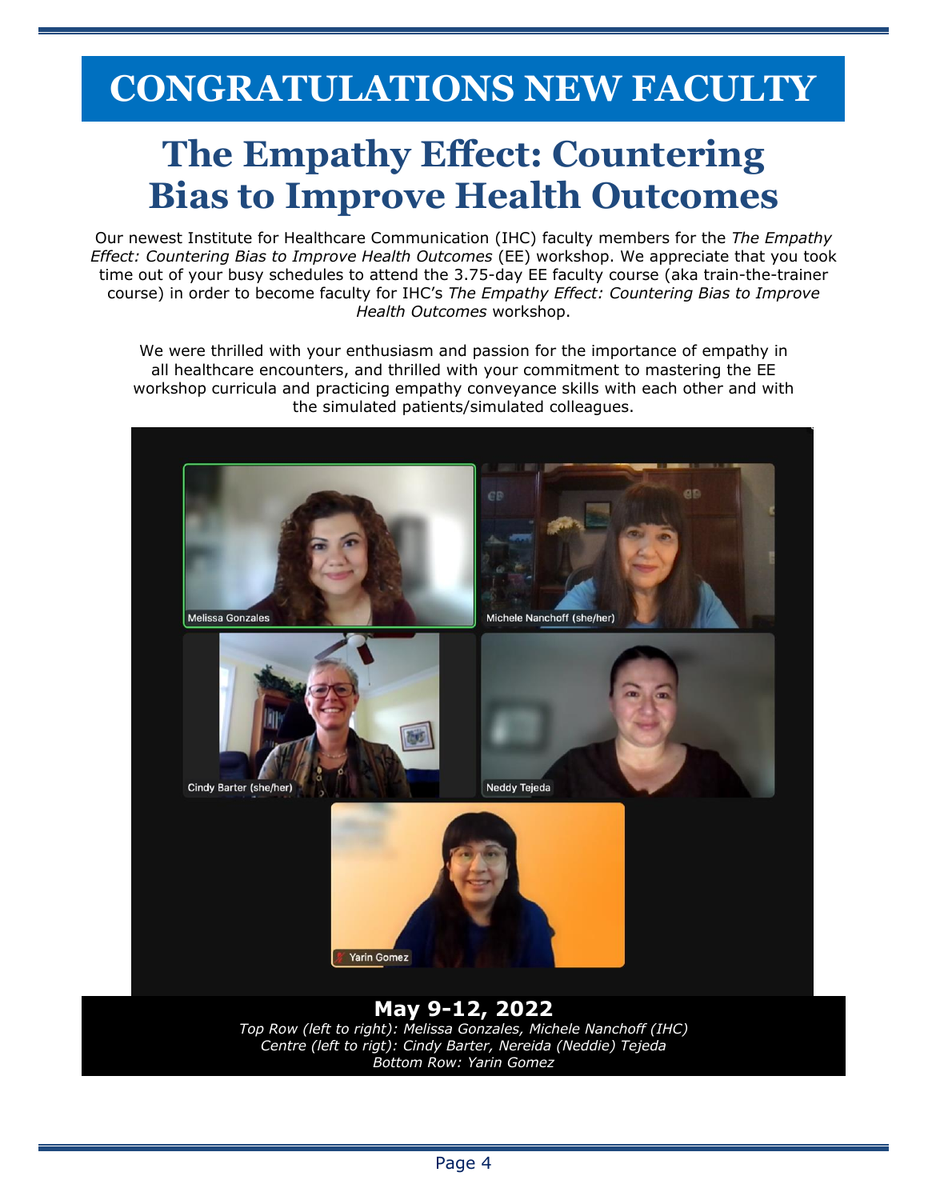# CONGRATULATIONS NEW FACULTY

## The Empathy Effect: Countering Bias to Improve Health Outcomes

Our newest Institute for Healthcare Communication (IHC) faculty members for the *The Empathy Effect: Countering Bias to Improve Health Outcomes* (EE) workshop. We appreciate that you took time out of your busy schedules to attend the 3.75-day EE faculty course (aka train-the-trainer course) in order to become faculty for IHC's *The Empathy Effect: Countering Bias to Improve Health Outcomes* workshop.

We were thrilled with your enthusiasm and passion for the importance of empathy in all healthcare encounters, and thrilled with your commitment to mastering the EE workshop curricula and practicing empathy conveyance skills with each other and with the simulated patients/simulated colleagues.

**May 9-12, 2022**

*Top Row (left to right): Melissa Gonzales, Michele Nanchoff (IHC)*
*Centre (left to rigt): Cindy Barter, Nereida (Neddie) Tejeda*
*Bottom Row: Yarin Gomez*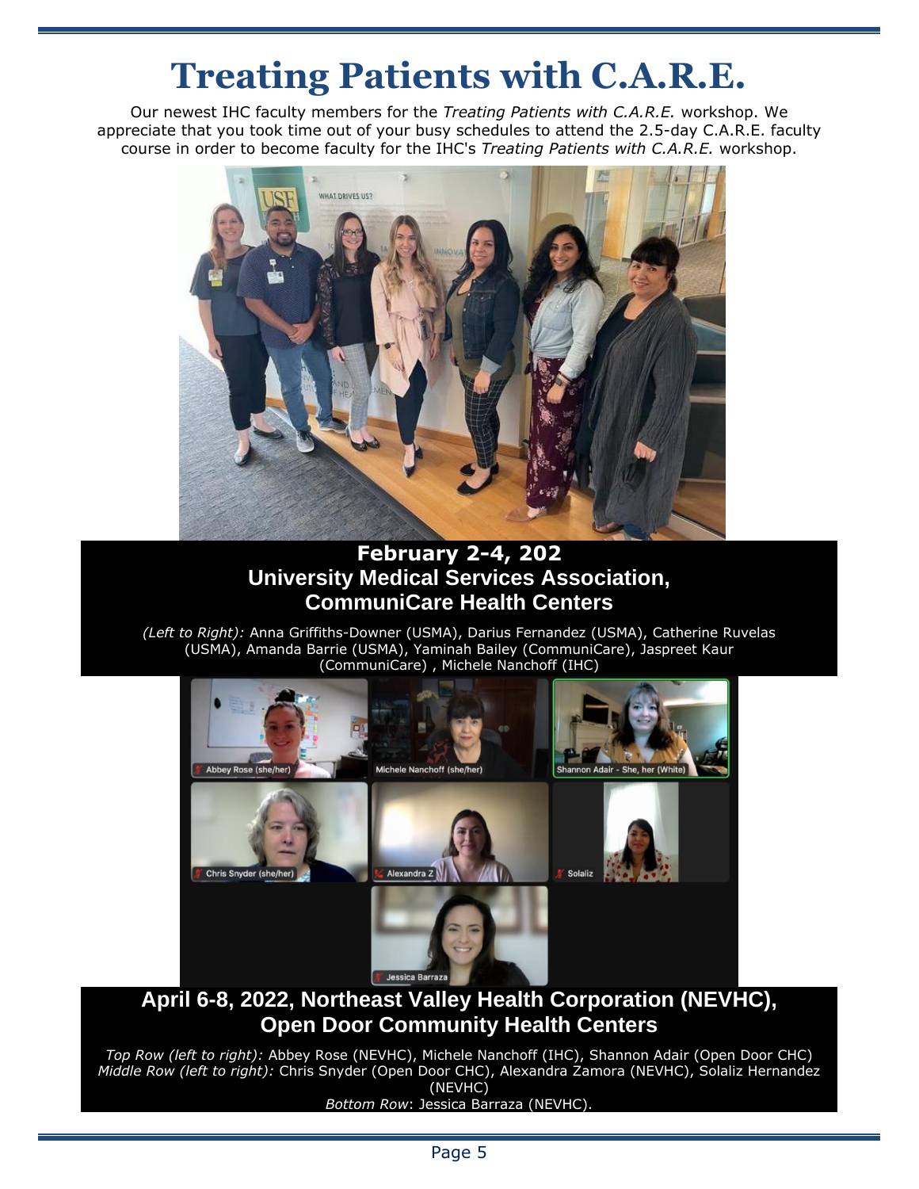# Treating Patients with C.A.R.E.

Our newest IHC faculty members for the *Treating Patients with C.A.R.E.* workshop. We appreciate that you took time out of your busy schedules to attend the 2.5-day C.A.R.E. faculty course in order to become faculty for the IHC's *Treating Patients with C.A.R.E.* workshop.

**February 2-4, 202**
**University Medical Services Association, CommuniCare Health Centers**

*(Left to Right):* Anna Griffiths-Downer (USMA), Darius Fernandez (USMA), Catherine Ruvelas (USMA), Amanda Barrie (USMA), Yaminah Bailey (CommuniCare), Jaspreet Kaur (CommuniCare) , Michele Nanchoff (IHC)

**April 6-8, 2022, Northeast Valley Health Corporation (NEVHC), Open Door Community Health Centers**

*Top Row (left to right):* Abbey Rose (NEVHC), Michele Nanchoff (IHC), Shannon Adair (Open Door CHC)
*Middle Row (left to right):* Chris Snyder (Open Door CHC), Alexandra Zamora (NEVHC), Solaliz Hernandez (NEVHC)
*Bottom Row*: Jessica Barraza (NEVHC).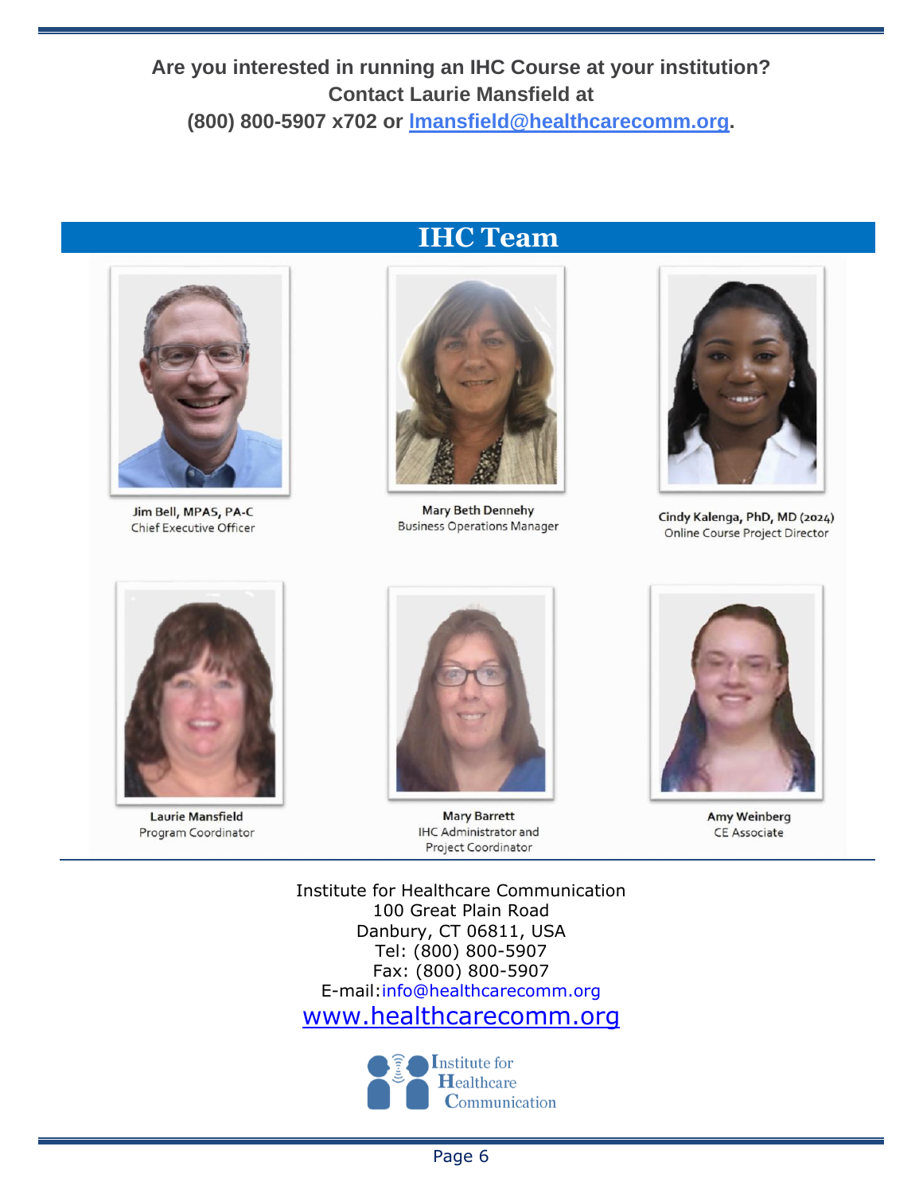**Are you interested in running an IHC Course at your institution?**
**Contact Laurie Mansfield at**
**(800) 800-5907 x702 or lmansfield@healthcarecomm.org.**

## IHC Team

Jim Bell, MPAS, PA-C
Chief Executive Officer

Mary Beth Dennehy
Business Operations Manager

Cindy Kalenga, PhD, MD (2024)
Online Course Project Director

Laurie Mansfield
Program Coordinator

Mary Barrett
IHC Administrator and
Project Coordinator

Amy Weinberg
CE Associate

Institute for Healthcare Communication
100 Great Plain Road
Danbury, CT 06811, USA
Tel: (800) 800-5907
Fax: (800) 800-5907
E-mail: info@healthcarecomm.org
www.healthcarecomm.org

Institute for Healthcare Communication